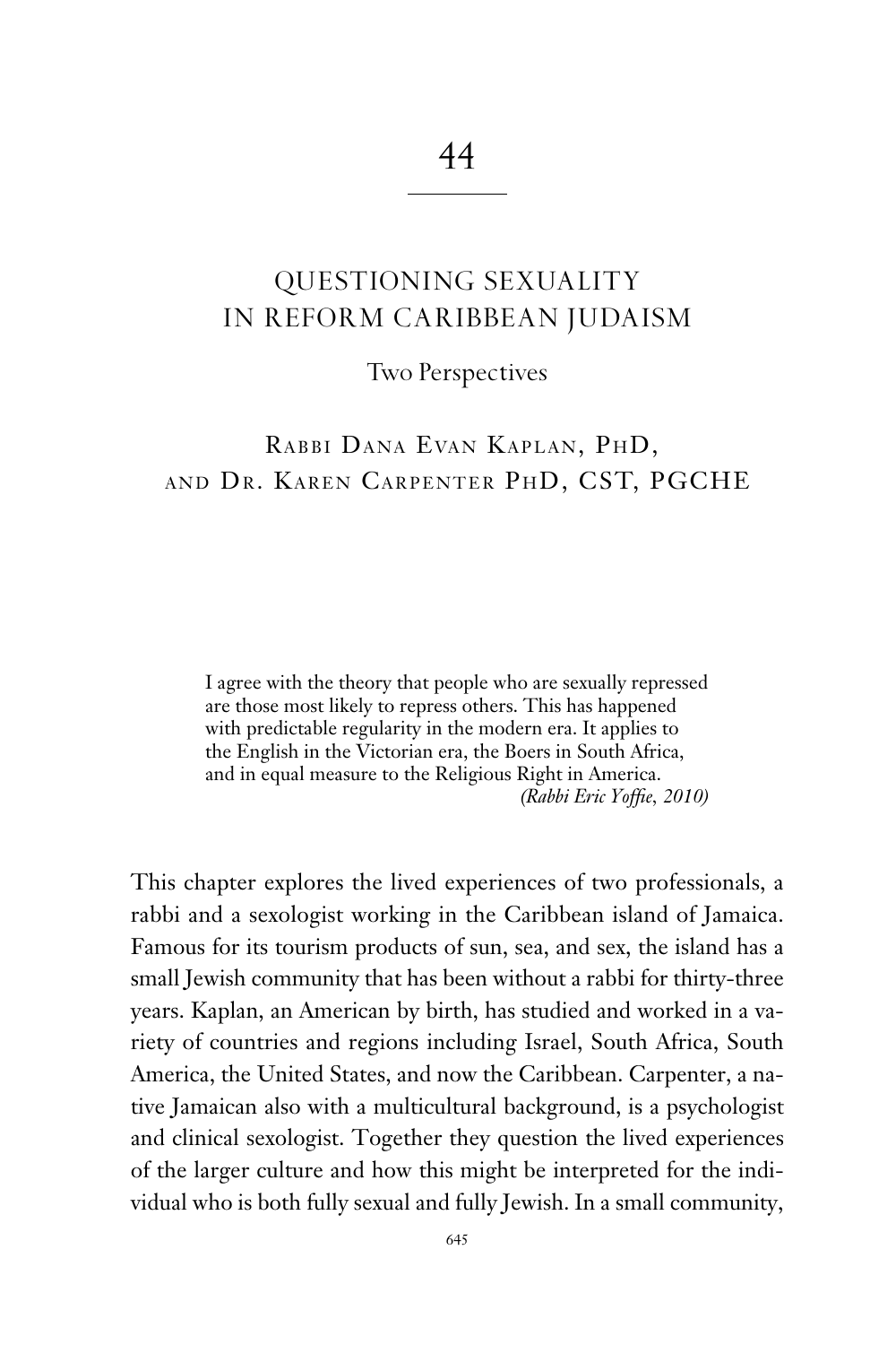# 44

## QUESTIONING SEXUALITY IN REFORM CARIBBEAN JUDAISM

### Two Perspectives

RABBI DANA EVAN KAPLAN, PHD, AND DR. KAREN CARPENTER PHD, CST, PGCHE

> I agree with the theory that people who are sexually repressed are those most likely to repress others. This has happened with predictable regularity in the modern era. It applies to the English in the Victorian era, the Boers in South Africa, and in equal measure to the Religious Right in America.
>
> *(Rabbi Eric Yoffie, 2010)*

This chapter explores the lived experiences of two professionals, a rabbi and a sexologist working in the Caribbean island of Jamaica. Famous for its tourism products of sun, sea, and sex, the island has a small Jewish community that has been without a rabbi for thirty-three years. Kaplan, an American by birth, has studied and worked in a variety of countries and regions including Israel, South Africa, South America, the United States, and now the Caribbean. Carpenter, a native Jamaican also with a multicultural background, is a psychologist and clinical sexologist. Together they question the lived experiences of the larger culture and how this might be interpreted for the individual who is both fully sexual and fully Jewish. In a small community,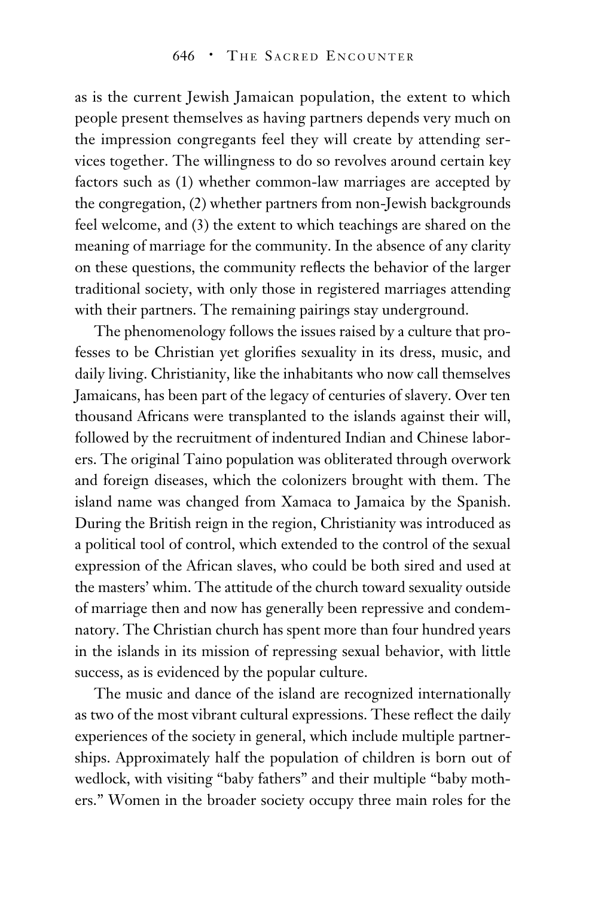as is the current Jewish Jamaican population, the extent to which people present themselves as having partners depends very much on the impression congregants feel they will create by attending services together. The willingness to do so revolves around certain key factors such as (1) whether common-law marriages are accepted by the congregation, (2) whether partners from non-Jewish backgrounds feel welcome, and (3) the extent to which teachings are shared on the meaning of marriage for the community. In the absence of any clarity on these questions, the community reflects the behavior of the larger traditional society, with only those in registered marriages attending with their partners. The remaining pairings stay underground.

The phenomenology follows the issues raised by a culture that professes to be Christian yet glorifies sexuality in its dress, music, and daily living. Christianity, like the inhabitants who now call themselves Jamaicans, has been part of the legacy of centuries of slavery. Over ten thousand Africans were transplanted to the islands against their will, followed by the recruitment of indentured Indian and Chinese laborers. The original Taino population was obliterated through overwork and foreign diseases, which the colonizers brought with them. The island name was changed from Xamaca to Jamaica by the Spanish. During the British reign in the region, Christianity was introduced as a political tool of control, which extended to the control of the sexual expression of the African slaves, who could be both sired and used at the masters' whim. The attitude of the church toward sexuality outside of marriage then and now has generally been repressive and condemnatory. The Christian church has spent more than four hundred years in the islands in its mission of repressing sexual behavior, with little success, as is evidenced by the popular culture.

The music and dance of the island are recognized internationally as two of the most vibrant cultural expressions. These reflect the daily experiences of the society in general, which include multiple partnerships. Approximately half the population of children is born out of wedlock, with visiting "baby fathers" and their multiple "baby mothers." Women in the broader society occupy three main roles for the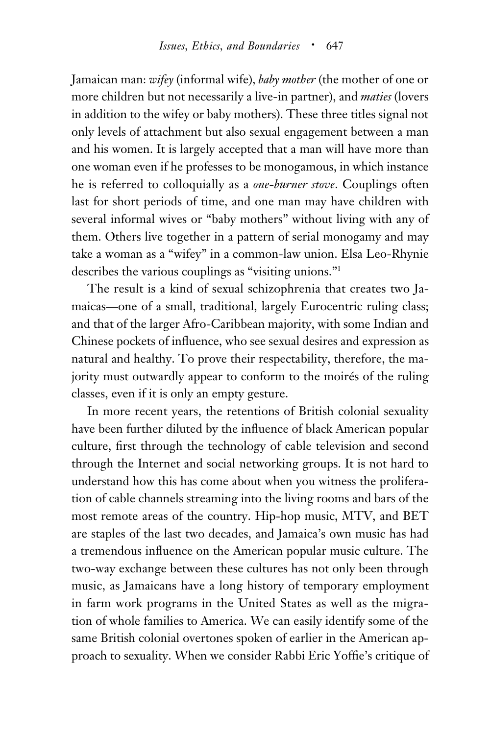Jamaican man: *wifey* (informal wife), *baby mother* (the mother of one or more children but not necessarily a live-in partner), and *maties* (lovers in addition to the wifey or baby mothers). These three titles signal not only levels of attachment but also sexual engagement between a man and his women. It is largely accepted that a man will have more than one woman even if he professes to be monogamous, in which instance he is referred to colloquially as a *one-burner stove*. Couplings often last for short periods of time, and one man may have children with several informal wives or "baby mothers" without living with any of them. Others live together in a pattern of serial monogamy and may take a woman as a "wifey" in a common-law union. Elsa Leo-Rhynie describes the various couplings as "visiting unions."[1]

The result is a kind of sexual schizophrenia that creates two Jamaicas—one of a small, traditional, largely Eurocentric ruling class; and that of the larger Afro-Caribbean majority, with some Indian and Chinese pockets of influence, who see sexual desires and expression as natural and healthy. To prove their respectability, therefore, the majority must outwardly appear to conform to the moirés of the ruling classes, even if it is only an empty gesture.

In more recent years, the retentions of British colonial sexuality have been further diluted by the influence of black American popular culture, first through the technology of cable television and second through the Internet and social networking groups. It is not hard to understand how this has come about when you witness the proliferation of cable channels streaming into the living rooms and bars of the most remote areas of the country. Hip-hop music, MTV, and BET are staples of the last two decades, and Jamaica's own music has had a tremendous influence on the American popular music culture. The two-way exchange between these cultures has not only been through music, as Jamaicans have a long history of temporary employment in farm work programs in the United States as well as the migration of whole families to America. We can easily identify some of the same British colonial overtones spoken of earlier in the American approach to sexuality. When we consider Rabbi Eric Yoffie's critique of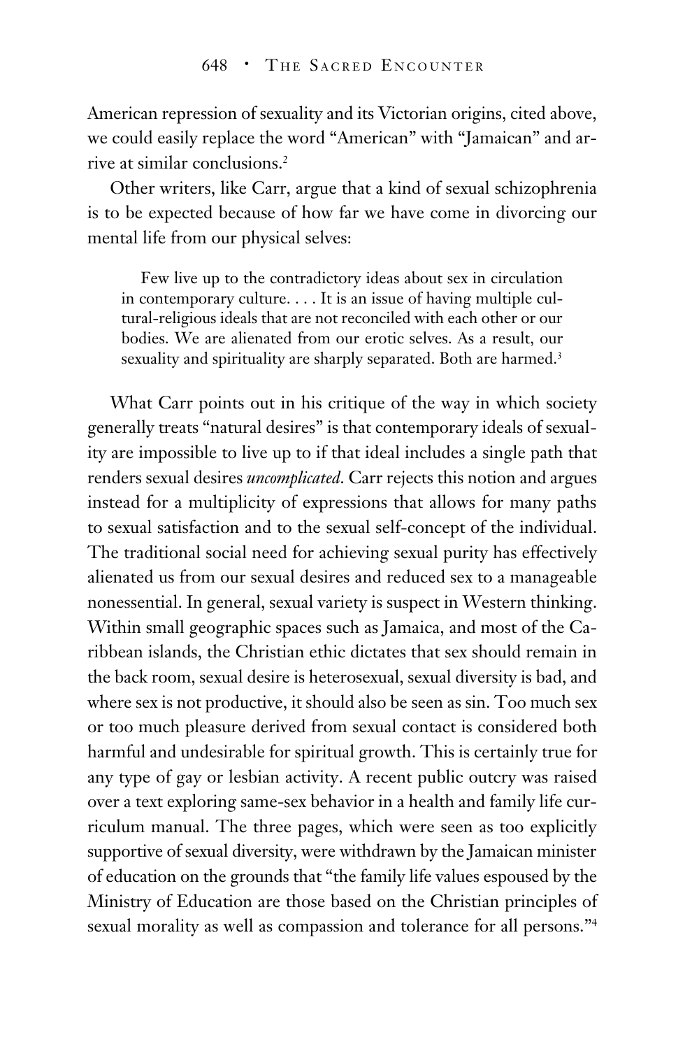American repression of sexuality and its Victorian origins, cited above, we could easily replace the word "American" with "Jamaican" and arrive at similar conclusions.[2]

Other writers, like Carr, argue that a kind of sexual schizophrenia is to be expected because of how far we have come in divorcing our mental life from our physical selves:

> Few live up to the contradictory ideas about sex in circulation in contemporary culture. . . . It is an issue of having multiple cultural-religious ideals that are not reconciled with each other or our bodies. We are alienated from our erotic selves. As a result, our sexuality and spirituality are sharply separated. Both are harmed.[3]

What Carr points out in his critique of the way in which society generally treats "natural desires" is that contemporary ideals of sexuality are impossible to live up to if that ideal includes a single path that renders sexual desires *uncomplicated*. Carr rejects this notion and argues instead for a multiplicity of expressions that allows for many paths to sexual satisfaction and to the sexual self-concept of the individual. The traditional social need for achieving sexual purity has effectively alienated us from our sexual desires and reduced sex to a manageable nonessential. In general, sexual variety is suspect in Western thinking. Within small geographic spaces such as Jamaica, and most of the Caribbean islands, the Christian ethic dictates that sex should remain in the back room, sexual desire is heterosexual, sexual diversity is bad, and where sex is not productive, it should also be seen as sin. Too much sex or too much pleasure derived from sexual contact is considered both harmful and undesirable for spiritual growth. This is certainly true for any type of gay or lesbian activity. A recent public outcry was raised over a text exploring same-sex behavior in a health and family life curriculum manual. The three pages, which were seen as too explicitly supportive of sexual diversity, were withdrawn by the Jamaican minister of education on the grounds that "the family life values espoused by the Ministry of Education are those based on the Christian principles of sexual morality as well as compassion and tolerance for all persons."[4]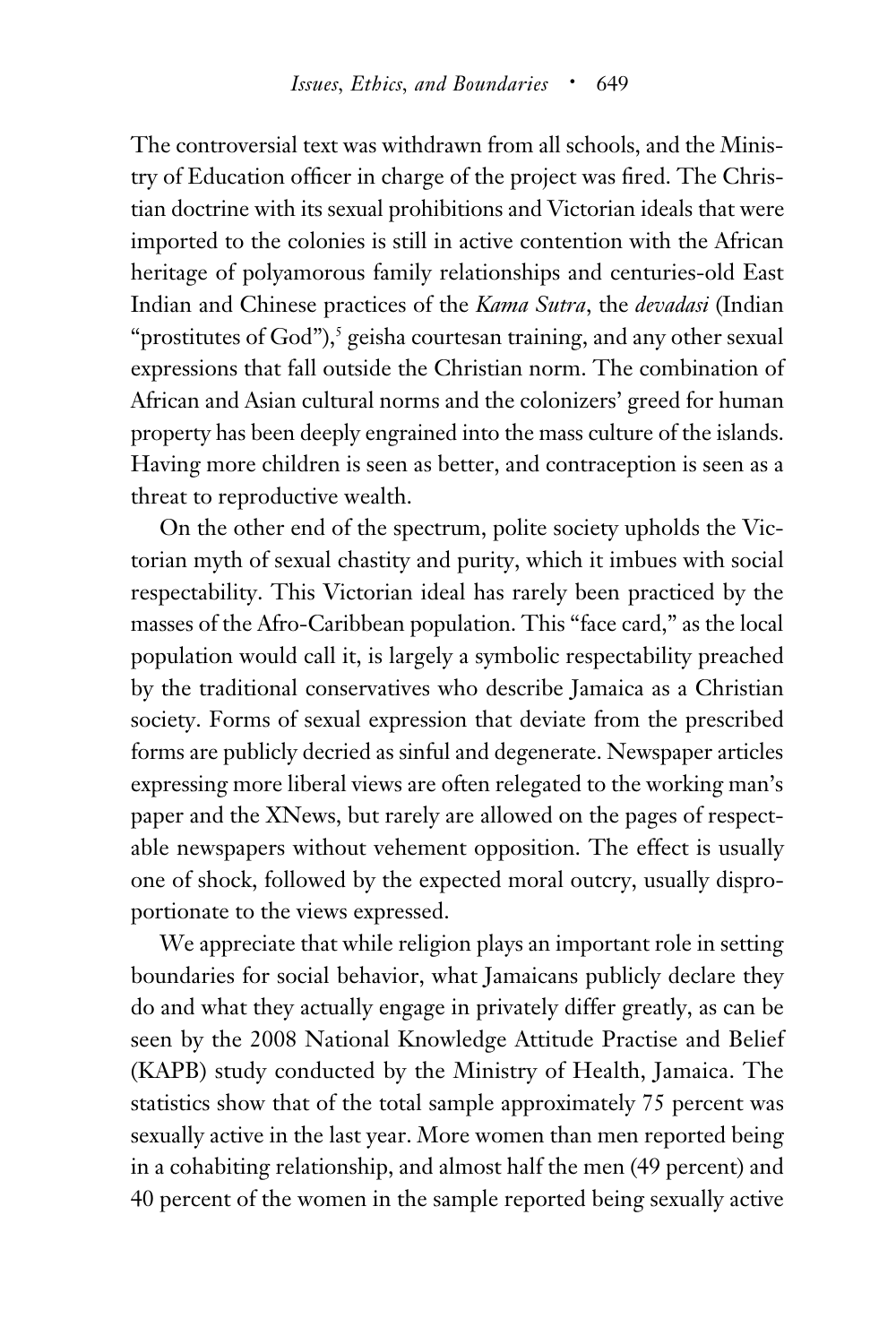The controversial text was withdrawn from all schools, and the Ministry of Education officer in charge of the project was fired. The Christian doctrine with its sexual prohibitions and Victorian ideals that were imported to the colonies is still in active contention with the African heritage of polyamorous family relationships and centuries-old East Indian and Chinese practices of the *Kama Sutra*, the *devadasi* (Indian "prostitutes of God"),[5] geisha courtesan training, and any other sexual expressions that fall outside the Christian norm. The combination of African and Asian cultural norms and the colonizers' greed for human property has been deeply engrained into the mass culture of the islands. Having more children is seen as better, and contraception is seen as a threat to reproductive wealth.

On the other end of the spectrum, polite society upholds the Victorian myth of sexual chastity and purity, which it imbues with social respectability. This Victorian ideal has rarely been practiced by the masses of the Afro-Caribbean population. This "face card," as the local population would call it, is largely a symbolic respectability preached by the traditional conservatives who describe Jamaica as a Christian society. Forms of sexual expression that deviate from the prescribed forms are publicly decried as sinful and degenerate. Newspaper articles expressing more liberal views are often relegated to the working man's paper and the XNews, but rarely are allowed on the pages of respectable newspapers without vehement opposition. The effect is usually one of shock, followed by the expected moral outcry, usually disproportionate to the views expressed.

We appreciate that while religion plays an important role in setting boundaries for social behavior, what Jamaicans publicly declare they do and what they actually engage in privately differ greatly, as can be seen by the 2008 National Knowledge Attitude Practise and Belief (KAPB) study conducted by the Ministry of Health, Jamaica. The statistics show that of the total sample approximately 75 percent was sexually active in the last year. More women than men reported being in a cohabiting relationship, and almost half the men (49 percent) and 40 percent of the women in the sample reported being sexually active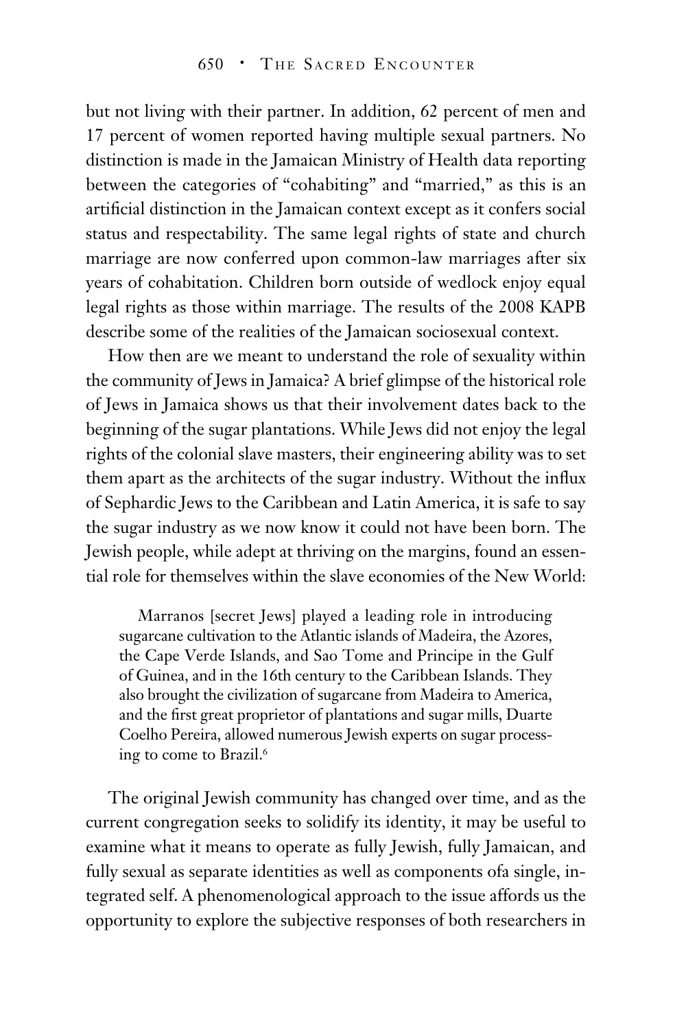but not living with their partner. In addition, 62 percent of men and 17 percent of women reported having multiple sexual partners. No distinction is made in the Jamaican Ministry of Health data reporting between the categories of "cohabiting" and "married," as this is an artificial distinction in the Jamaican context except as it confers social status and respectability. The same legal rights of state and church marriage are now conferred upon common-law marriages after six years of cohabitation. Children born outside of wedlock enjoy equal legal rights as those within marriage. The results of the 2008 KAPB describe some of the realities of the Jamaican sociosexual context.

How then are we meant to understand the role of sexuality within the community of Jews in Jamaica? A brief glimpse of the historical role of Jews in Jamaica shows us that their involvement dates back to the beginning of the sugar plantations. While Jews did not enjoy the legal rights of the colonial slave masters, their engineering ability was to set them apart as the architects of the sugar industry. Without the influx of Sephardic Jews to the Caribbean and Latin America, it is safe to say the sugar industry as we now know it could not have been born. The Jewish people, while adept at thriving on the margins, found an essential role for themselves within the slave economies of the New World:

> Marranos [secret Jews] played a leading role in introducing sugarcane cultivation to the Atlantic islands of Madeira, the Azores, the Cape Verde Islands, and Sao Tome and Principe in the Gulf of Guinea, and in the 16th century to the Caribbean Islands. They also brought the civilization of sugarcane from Madeira to America, and the first great proprietor of plantations and sugar mills, Duarte Coelho Pereira, allowed numerous Jewish experts on sugar processing to come to Brazil.[6]

The original Jewish community has changed over time, and as the current congregation seeks to solidify its identity, it may be useful to examine what it means to operate as fully Jewish, fully Jamaican, and fully sexual as separate identities as well as components ofa single, integrated self. A phenomenological approach to the issue affords us the opportunity to explore the subjective responses of both researchers in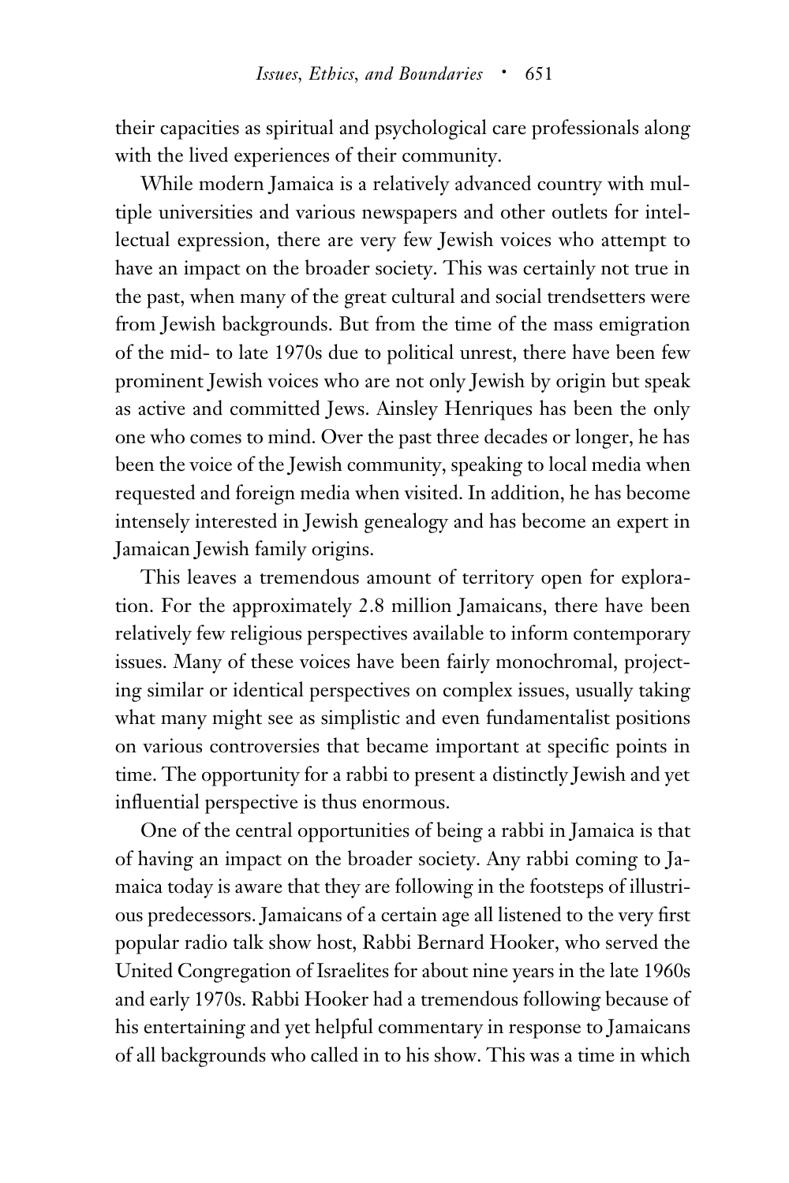their capacities as spiritual and psychological care professionals along with the lived experiences of their community.

While modern Jamaica is a relatively advanced country with multiple universities and various newspapers and other outlets for intellectual expression, there are very few Jewish voices who attempt to have an impact on the broader society. This was certainly not true in the past, when many of the great cultural and social trendsetters were from Jewish backgrounds. But from the time of the mass emigration of the mid- to late 1970s due to political unrest, there have been few prominent Jewish voices who are not only Jewish by origin but speak as active and committed Jews. Ainsley Henriques has been the only one who comes to mind. Over the past three decades or longer, he has been the voice of the Jewish community, speaking to local media when requested and foreign media when visited. In addition, he has become intensely interested in Jewish genealogy and has become an expert in Jamaican Jewish family origins.

This leaves a tremendous amount of territory open for exploration. For the approximately 2.8 million Jamaicans, there have been relatively few religious perspectives available to inform contemporary issues. Many of these voices have been fairly monochromal, projecting similar or identical perspectives on complex issues, usually taking what many might see as simplistic and even fundamentalist positions on various controversies that became important at specific points in time. The opportunity for a rabbi to present a distinctly Jewish and yet influential perspective is thus enormous.

One of the central opportunities of being a rabbi in Jamaica is that of having an impact on the broader society. Any rabbi coming to Jamaica today is aware that they are following in the footsteps of illustrious predecessors. Jamaicans of a certain age all listened to the very first popular radio talk show host, Rabbi Bernard Hooker, who served the United Congregation of Israelites for about nine years in the late 1960s and early 1970s. Rabbi Hooker had a tremendous following because of his entertaining and yet helpful commentary in response to Jamaicans of all backgrounds who called in to his show. This was a time in which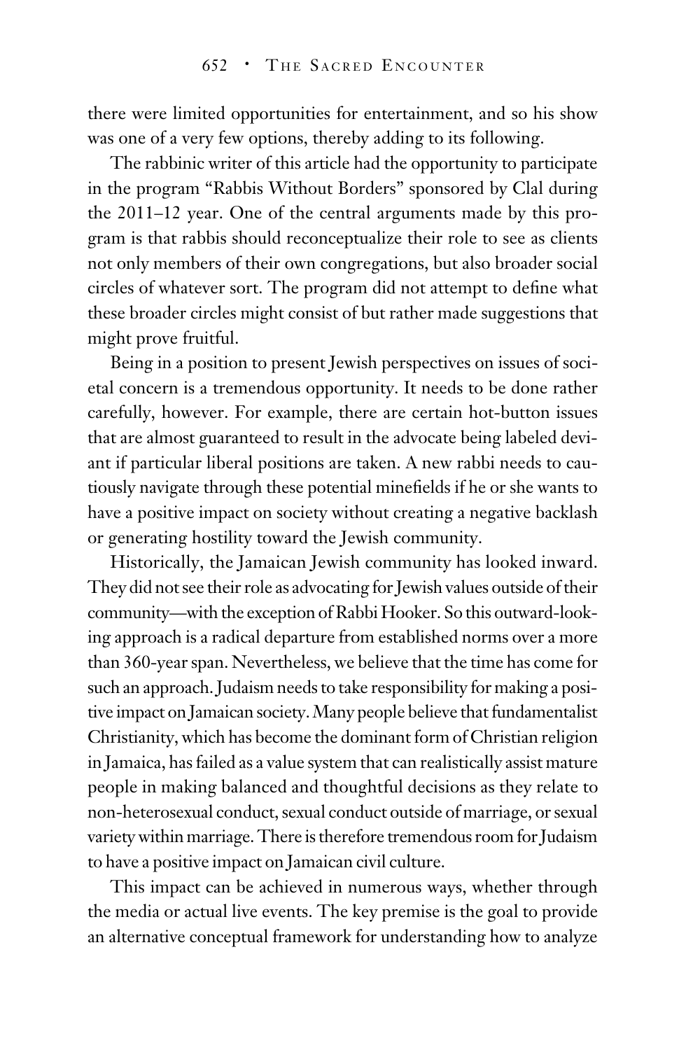there were limited opportunities for entertainment, and so his show was one of a very few options, thereby adding to its following.

The rabbinic writer of this article had the opportunity to participate in the program "Rabbis Without Borders" sponsored by Clal during the 2011–12 year. One of the central arguments made by this program is that rabbis should reconceptualize their role to see as clients not only members of their own congregations, but also broader social circles of whatever sort. The program did not attempt to define what these broader circles might consist of but rather made suggestions that might prove fruitful.

Being in a position to present Jewish perspectives on issues of societal concern is a tremendous opportunity. It needs to be done rather carefully, however. For example, there are certain hot-button issues that are almost guaranteed to result in the advocate being labeled deviant if particular liberal positions are taken. A new rabbi needs to cautiously navigate through these potential minefields if he or she wants to have a positive impact on society without creating a negative backlash or generating hostility toward the Jewish community.

Historically, the Jamaican Jewish community has looked inward. They did not see their role as advocating for Jewish values outside of their community—with the exception of Rabbi Hooker. So this outward-looking approach is a radical departure from established norms over a more than 360-year span. Nevertheless, we believe that the time has come for such an approach. Judaism needs to take responsibility for making a positive impact on Jamaican society. Many people believe that fundamentalist Christianity, which has become the dominant form of Christian religion in Jamaica, has failed as a value system that can realistically assist mature people in making balanced and thoughtful decisions as they relate to non-heterosexual conduct, sexual conduct outside of marriage, or sexual variety within marriage. There is therefore tremendous room for Judaism to have a positive impact on Jamaican civil culture.

This impact can be achieved in numerous ways, whether through the media or actual live events. The key premise is the goal to provide an alternative conceptual framework for understanding how to analyze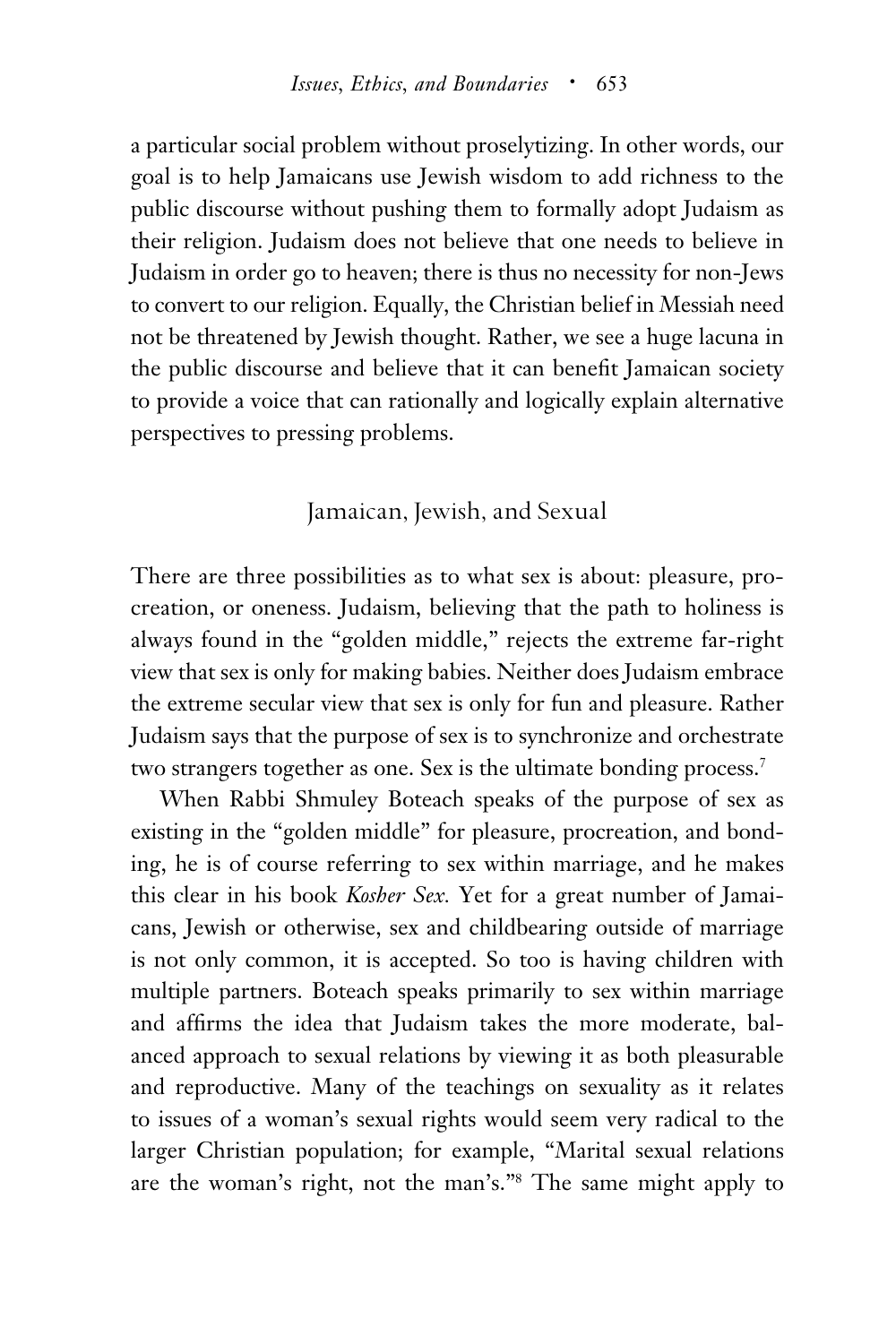a particular social problem without proselytizing. In other words, our goal is to help Jamaicans use Jewish wisdom to add richness to the public discourse without pushing them to formally adopt Judaism as their religion. Judaism does not believe that one needs to believe in Judaism in order go to heaven; there is thus no necessity for non-Jews to convert to our religion. Equally, the Christian belief in Messiah need not be threatened by Jewish thought. Rather, we see a huge lacuna in the public discourse and believe that it can benefit Jamaican society to provide a voice that can rationally and logically explain alternative perspectives to pressing problems.

## Jamaican, Jewish, and Sexual

There are three possibilities as to what sex is about: pleasure, procreation, or oneness. Judaism, believing that the path to holiness is always found in the "golden middle," rejects the extreme far-right view that sex is only for making babies. Neither does Judaism embrace the extreme secular view that sex is only for fun and pleasure. Rather Judaism says that the purpose of sex is to synchronize and orchestrate two strangers together as one. Sex is the ultimate bonding process.[7]

When Rabbi Shmuley Boteach speaks of the purpose of sex as existing in the "golden middle" for pleasure, procreation, and bonding, he is of course referring to sex within marriage, and he makes this clear in his book *Kosher Sex.* Yet for a great number of Jamaicans, Jewish or otherwise, sex and childbearing outside of marriage is not only common, it is accepted. So too is having children with multiple partners. Boteach speaks primarily to sex within marriage and affirms the idea that Judaism takes the more moderate, balanced approach to sexual relations by viewing it as both pleasurable and reproductive. Many of the teachings on sexuality as it relates to issues of a woman's sexual rights would seem very radical to the larger Christian population; for example, "Marital sexual relations are the woman's right, not the man's."[8] The same might apply to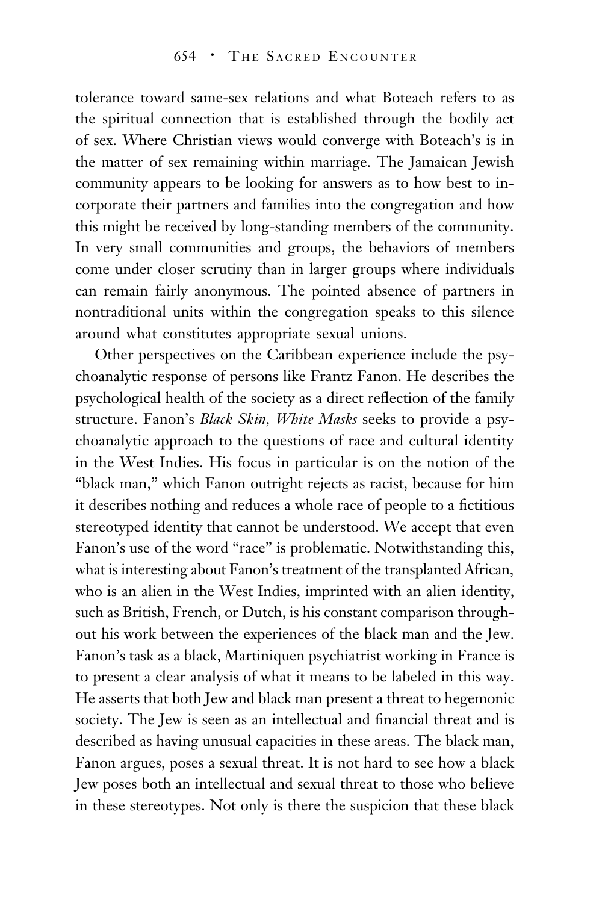tolerance toward same-sex relations and what Boteach refers to as the spiritual connection that is established through the bodily act of sex. Where Christian views would converge with Boteach's is in the matter of sex remaining within marriage. The Jamaican Jewish community appears to be looking for answers as to how best to incorporate their partners and families into the congregation and how this might be received by long-standing members of the community. In very small communities and groups, the behaviors of members come under closer scrutiny than in larger groups where individuals can remain fairly anonymous. The pointed absence of partners in nontraditional units within the congregation speaks to this silence around what constitutes appropriate sexual unions.

Other perspectives on the Caribbean experience include the psychoanalytic response of persons like Frantz Fanon. He describes the psychological health of the society as a direct reflection of the family structure. Fanon's *Black Skin, White Masks* seeks to provide a psychoanalytic approach to the questions of race and cultural identity in the West Indies. His focus in particular is on the notion of the "black man," which Fanon outright rejects as racist, because for him it describes nothing and reduces a whole race of people to a fictitious stereotyped identity that cannot be understood. We accept that even Fanon's use of the word "race" is problematic. Notwithstanding this, what is interesting about Fanon's treatment of the transplanted African, who is an alien in the West Indies, imprinted with an alien identity, such as British, French, or Dutch, is his constant comparison throughout his work between the experiences of the black man and the Jew. Fanon's task as a black, Martiniquen psychiatrist working in France is to present a clear analysis of what it means to be labeled in this way. He asserts that both Jew and black man present a threat to hegemonic society. The Jew is seen as an intellectual and financial threat and is described as having unusual capacities in these areas. The black man, Fanon argues, poses a sexual threat. It is not hard to see how a black Jew poses both an intellectual and sexual threat to those who believe in these stereotypes. Not only is there the suspicion that these black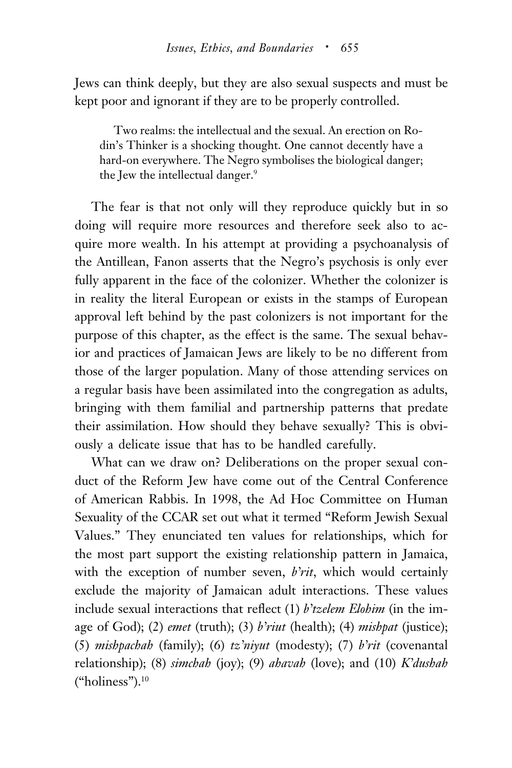Jews can think deeply, but they are also sexual suspects and must be kept poor and ignorant if they are to be properly controlled.

> Two realms: the intellectual and the sexual. An erection on Rodin's Thinker is a shocking thought. One cannot decently have a hard-on everywhere. The Negro symbolises the biological danger; the Jew the intellectual danger.[9]

The fear is that not only will they reproduce quickly but in so doing will require more resources and therefore seek also to acquire more wealth. In his attempt at providing a psychoanalysis of the Antillean, Fanon asserts that the Negro's psychosis is only ever fully apparent in the face of the colonizer. Whether the colonizer is in reality the literal European or exists in the stamps of European approval left behind by the past colonizers is not important for the purpose of this chapter, as the effect is the same. The sexual behavior and practices of Jamaican Jews are likely to be no different from those of the larger population. Many of those attending services on a regular basis have been assimilated into the congregation as adults, bringing with them familial and partnership patterns that predate their assimilation. How should they behave sexually? This is obviously a delicate issue that has to be handled carefully.

What can we draw on? Deliberations on the proper sexual conduct of the Reform Jew have come out of the Central Conference of American Rabbis. In 1998, the Ad Hoc Committee on Human Sexuality of the CCAR set out what it termed "Reform Jewish Sexual Values." They enunciated ten values for relationships, which for the most part support the existing relationship pattern in Jamaica, with the exception of number seven, *b'rit*, which would certainly exclude the majority of Jamaican adult interactions. These values include sexual interactions that reflect (1) *b'tzelem Elohim* (in the image of God); (2) *emet* (truth); (3) *b'riut* (health); (4) *mishpat* (justice); (5) *mishpachah* (family); (6) *tz'niyut* (modesty); (7) *b'rit* (covenantal relationship); (8) *simchah* (joy); (9) *ahavah* (love); and (10) *K'dushah* ("holiness").[10]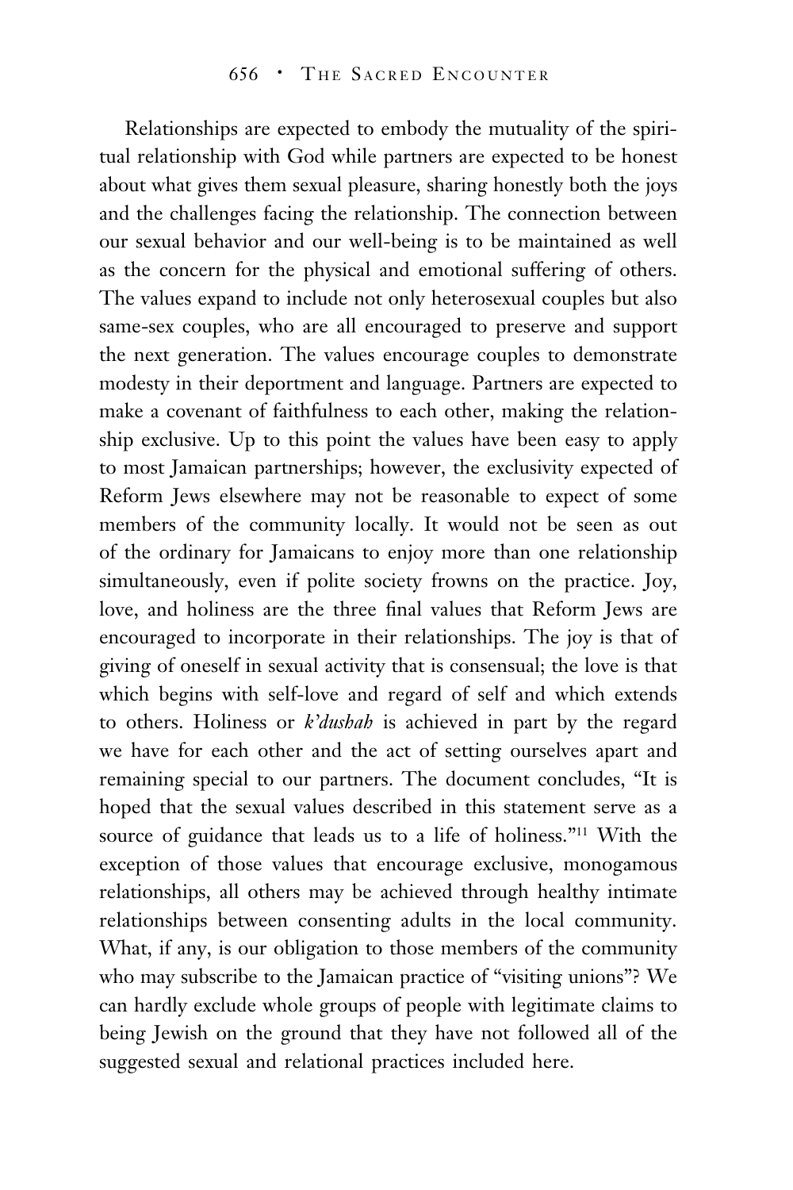Relationships are expected to embody the mutuality of the spiritual relationship with God while partners are expected to be honest about what gives them sexual pleasure, sharing honestly both the joys and the challenges facing the relationship. The connection between our sexual behavior and our well-being is to be maintained as well as the concern for the physical and emotional suffering of others. The values expand to include not only heterosexual couples but also same-sex couples, who are all encouraged to preserve and support the next generation. The values encourage couples to demonstrate modesty in their deportment and language. Partners are expected to make a covenant of faithfulness to each other, making the relationship exclusive. Up to this point the values have been easy to apply to most Jamaican partnerships; however, the exclusivity expected of Reform Jews elsewhere may not be reasonable to expect of some members of the community locally. It would not be seen as out of the ordinary for Jamaicans to enjoy more than one relationship simultaneously, even if polite society frowns on the practice. Joy, love, and holiness are the three final values that Reform Jews are encouraged to incorporate in their relationships. The joy is that of giving of oneself in sexual activity that is consensual; the love is that which begins with self-love and regard of self and which extends to others. Holiness or *k'dushah* is achieved in part by the regard we have for each other and the act of setting ourselves apart and remaining special to our partners. The document concludes, "It is hoped that the sexual values described in this statement serve as a source of guidance that leads us to a life of holiness."[11] With the exception of those values that encourage exclusive, monogamous relationships, all others may be achieved through healthy intimate relationships between consenting adults in the local community. What, if any, is our obligation to those members of the community who may subscribe to the Jamaican practice of "visiting unions"? We can hardly exclude whole groups of people with legitimate claims to being Jewish on the ground that they have not followed all of the suggested sexual and relational practices included here.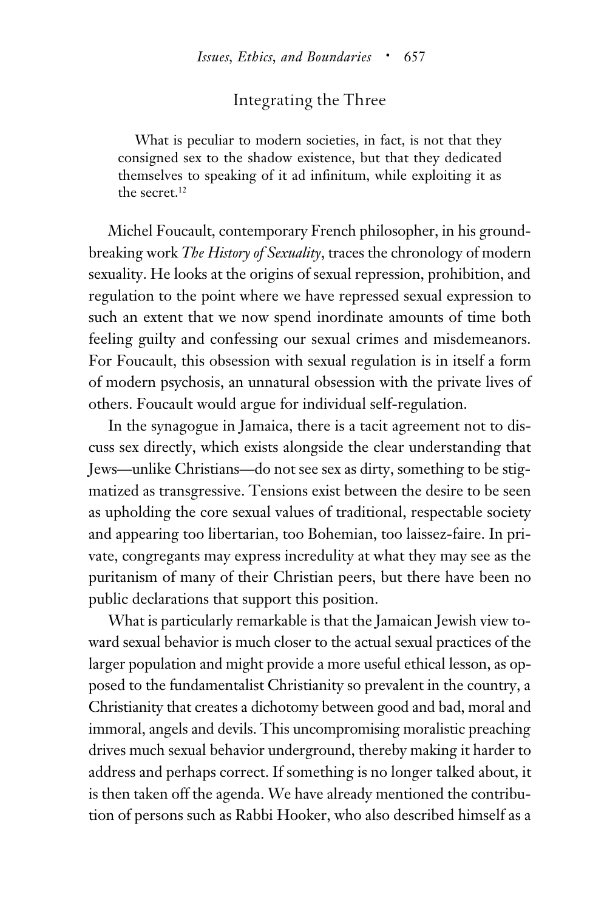## Integrating the Three

> What is peculiar to modern societies, in fact, is not that they consigned sex to the shadow existence, but that they dedicated themselves to speaking of it ad infinitum, while exploiting it as the secret.[12]

Michel Foucault, contemporary French philosopher, in his groundbreaking work *The History of Sexuality*, traces the chronology of modern sexuality. He looks at the origins of sexual repression, prohibition, and regulation to the point where we have repressed sexual expression to such an extent that we now spend inordinate amounts of time both feeling guilty and confessing our sexual crimes and misdemeanors. For Foucault, this obsession with sexual regulation is in itself a form of modern psychosis, an unnatural obsession with the private lives of others. Foucault would argue for individual self-regulation.

In the synagogue in Jamaica, there is a tacit agreement not to discuss sex directly, which exists alongside the clear understanding that Jews—unlike Christians—do not see sex as dirty, something to be stigmatized as transgressive. Tensions exist between the desire to be seen as upholding the core sexual values of traditional, respectable society and appearing too libertarian, too Bohemian, too laissez-faire. In private, congregants may express incredulity at what they may see as the puritanism of many of their Christian peers, but there have been no public declarations that support this position.

What is particularly remarkable is that the Jamaican Jewish view toward sexual behavior is much closer to the actual sexual practices of the larger population and might provide a more useful ethical lesson, as opposed to the fundamentalist Christianity so prevalent in the country, a Christianity that creates a dichotomy between good and bad, moral and immoral, angels and devils. This uncompromising moralistic preaching drives much sexual behavior underground, thereby making it harder to address and perhaps correct. If something is no longer talked about, it is then taken off the agenda. We have already mentioned the contribution of persons such as Rabbi Hooker, who also described himself as a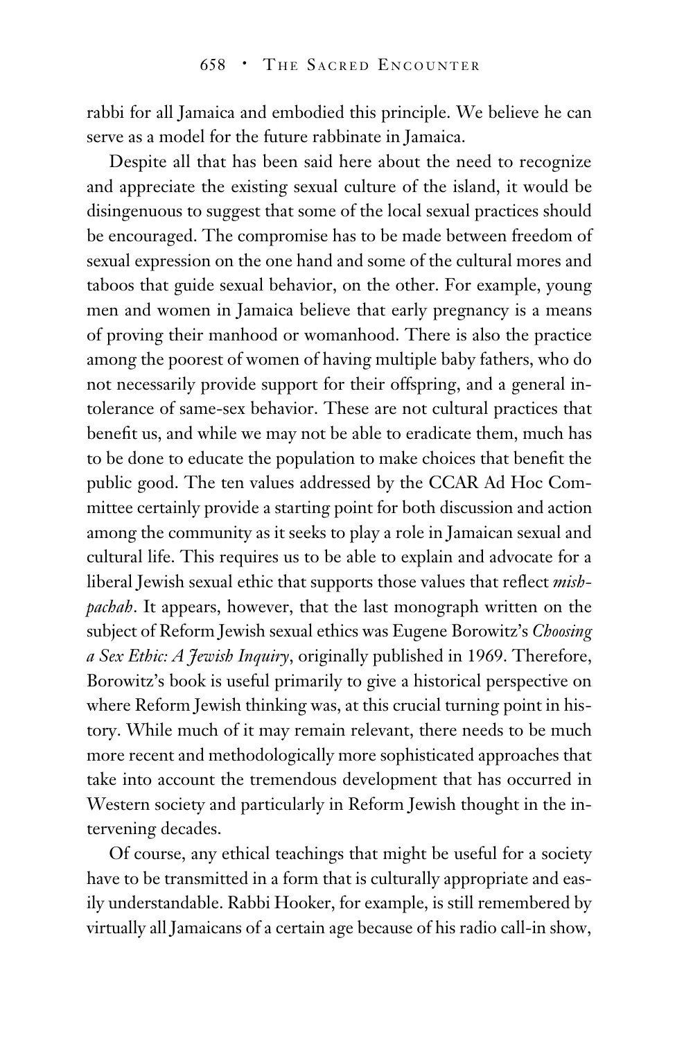rabbi for all Jamaica and embodied this principle. We believe he can serve as a model for the future rabbinate in Jamaica.

Despite all that has been said here about the need to recognize and appreciate the existing sexual culture of the island, it would be disingenuous to suggest that some of the local sexual practices should be encouraged. The compromise has to be made between freedom of sexual expression on the one hand and some of the cultural mores and taboos that guide sexual behavior, on the other. For example, young men and women in Jamaica believe that early pregnancy is a means of proving their manhood or womanhood. There is also the practice among the poorest of women of having multiple baby fathers, who do not necessarily provide support for their offspring, and a general intolerance of same-sex behavior. These are not cultural practices that benefit us, and while we may not be able to eradicate them, much has to be done to educate the population to make choices that benefit the public good. The ten values addressed by the CCAR Ad Hoc Committee certainly provide a starting point for both discussion and action among the community as it seeks to play a role in Jamaican sexual and cultural life. This requires us to be able to explain and advocate for a liberal Jewish sexual ethic that supports those values that reflect *mishpachah*. It appears, however, that the last monograph written on the subject of Reform Jewish sexual ethics was Eugene Borowitz's *Choosing a Sex Ethic: A Jewish Inquiry*, originally published in 1969. Therefore, Borowitz's book is useful primarily to give a historical perspective on where Reform Jewish thinking was, at this crucial turning point in history. While much of it may remain relevant, there needs to be much more recent and methodologically more sophisticated approaches that take into account the tremendous development that has occurred in Western society and particularly in Reform Jewish thought in the intervening decades.

Of course, any ethical teachings that might be useful for a society have to be transmitted in a form that is culturally appropriate and easily understandable. Rabbi Hooker, for example, is still remembered by virtually all Jamaicans of a certain age because of his radio call-in show,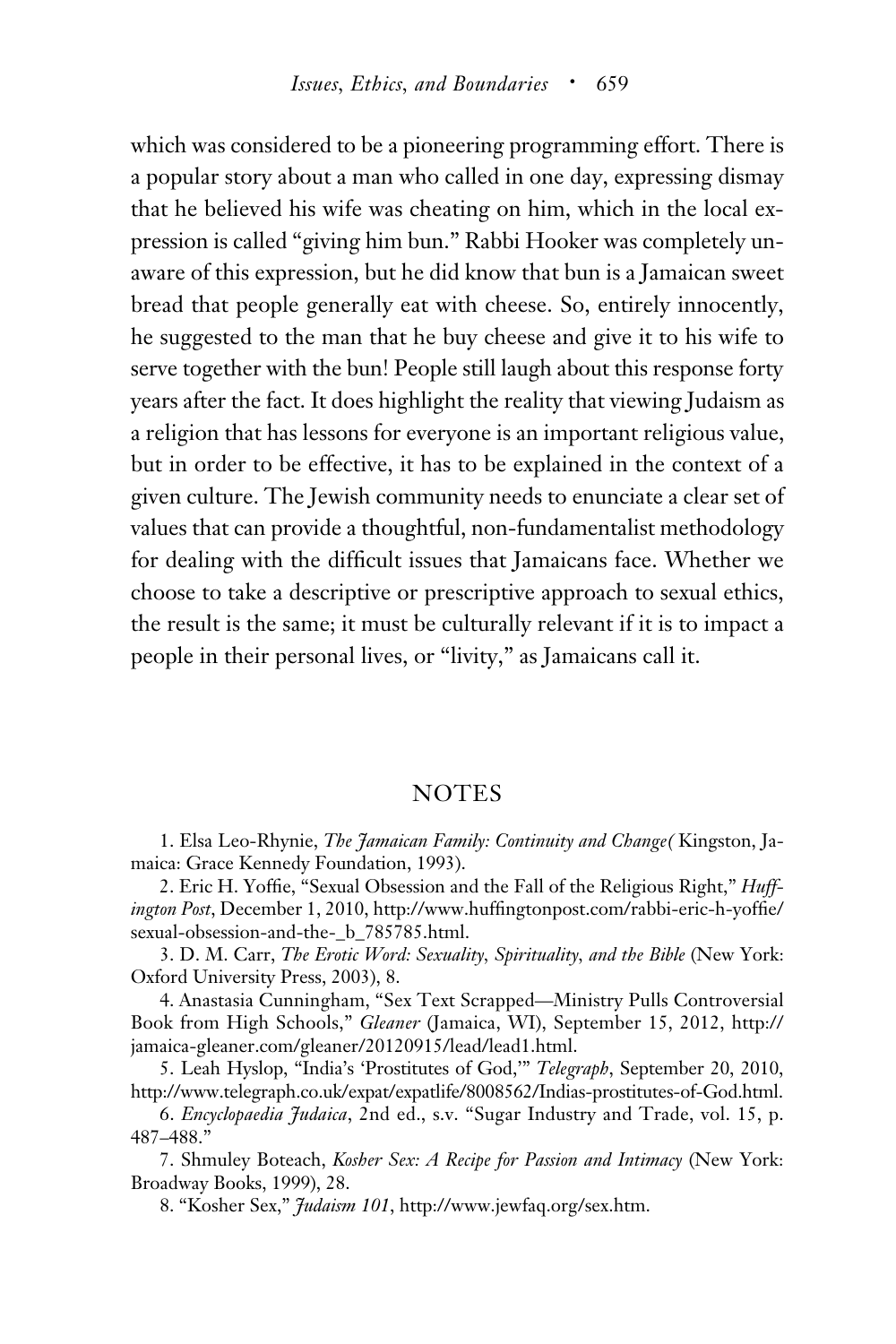which was considered to be a pioneering programming effort. There is a popular story about a man who called in one day, expressing dismay that he believed his wife was cheating on him, which in the local expression is called "giving him bun." Rabbi Hooker was completely unaware of this expression, but he did know that bun is a Jamaican sweet bread that people generally eat with cheese. So, entirely innocently, he suggested to the man that he buy cheese and give it to his wife to serve together with the bun! People still laugh about this response forty years after the fact. It does highlight the reality that viewing Judaism as a religion that has lessons for everyone is an important religious value, but in order to be effective, it has to be explained in the context of a given culture. The Jewish community needs to enunciate a clear set of values that can provide a thoughtful, non-fundamentalist methodology for dealing with the difficult issues that Jamaicans face. Whether we choose to take a descriptive or prescriptive approach to sexual ethics, the result is the same; it must be culturally relevant if it is to impact a people in their personal lives, or "livity," as Jamaicans call it.

## NOTES

1. Elsa Leo-Rhynie, *The Jamaican Family: Continuity and Change(* Kingston, Jamaica: Grace Kennedy Foundation, 1993).

2. Eric H. Yoffie, "Sexual Obsession and the Fall of the Religious Right," *Huffington Post*, December 1, 2010, http://www.huffingtonpost.com/rabbi-eric-h-yoffie/sexual-obsession-and-the-_b_785785.html.

3. D. M. Carr, *The Erotic Word: Sexuality, Spirituality, and the Bible* (New York: Oxford University Press, 2003), 8.

4. Anastasia Cunningham, "Sex Text Scrapped—Ministry Pulls Controversial Book from High Schools," *Gleaner* (Jamaica, WI), September 15, 2012, http://jamaica-gleaner.com/gleaner/20120915/lead/lead1.html.

5. Leah Hyslop, "India's 'Prostitutes of God,'" *Telegraph*, September 20, 2010, http://www.telegraph.co.uk/expat/expatlife/8008562/Indias-prostitutes-of-God.html.

6. *Encyclopaedia Judaica*, 2nd ed., s.v. "Sugar Industry and Trade, vol. 15, p. 487–488."

7. Shmuley Boteach, *Kosher Sex: A Recipe for Passion and Intimacy* (New York: Broadway Books, 1999), 28.

8. "Kosher Sex," *Judaism 101*, http://www.jewfaq.org/sex.htm.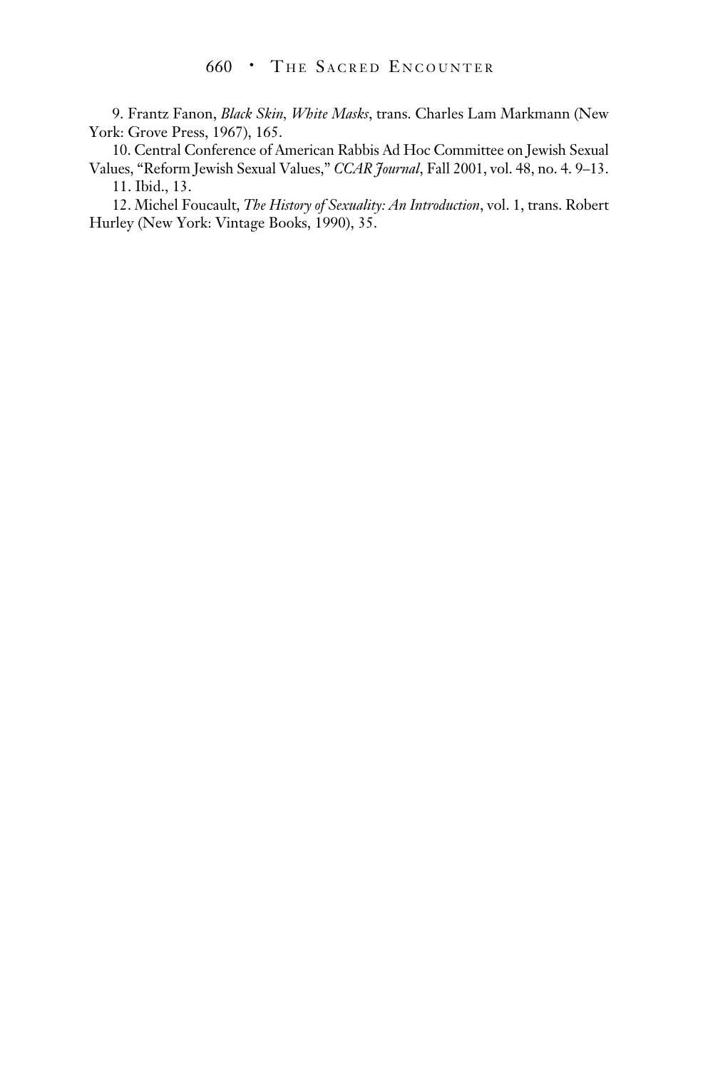9. Frantz Fanon, *Black Skin, White Masks*, trans. Charles Lam Markmann (New York: Grove Press, 1967), 165.

10. Central Conference of American Rabbis Ad Hoc Committee on Jewish Sexual Values, "Reform Jewish Sexual Values," *CCAR Journal*, Fall 2001, vol. 48, no. 4. 9–13.

11. Ibid., 13.

12. Michel Foucault, *The History of Sexuality: An Introduction*, vol. 1, trans. Robert Hurley (New York: Vintage Books, 1990), 35.